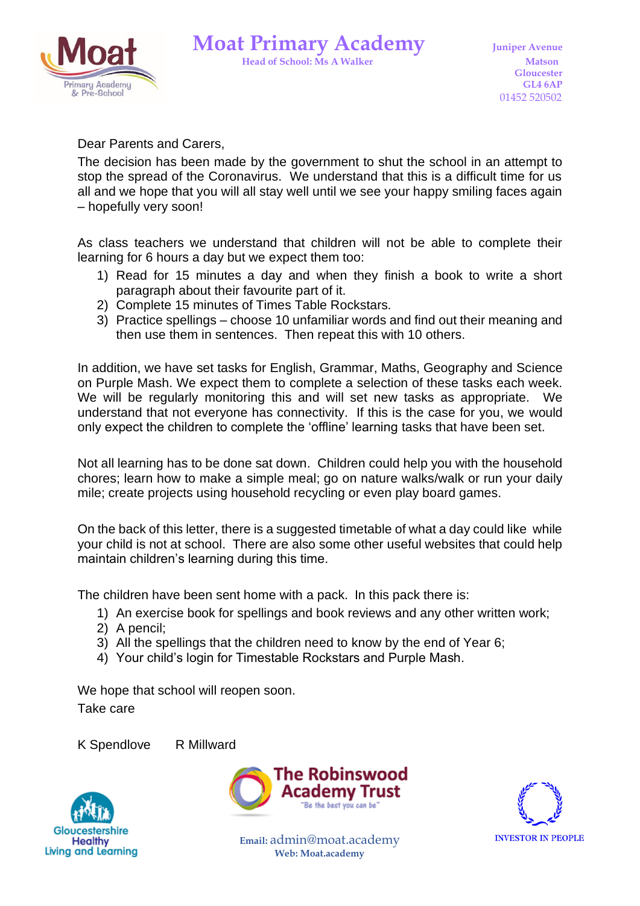# Moat Primary Academy

**Head of School: Ms A Walker**

Juniper Avenue
Matson
Gloucester
GL4 6AP
01452 520502

Dear Parents and Carers,

The decision has been made by the government to shut the school in an attempt to stop the spread of the Coronavirus. We understand that this is a difficult time for us all and we hope that you will all stay well until we see your happy smiling faces again – hopefully very soon!

As class teachers we understand that children will not be able to complete their learning for 6 hours a day but we expect them too:

1) Read for 15 minutes a day and when they finish a book to write a short paragraph about their favourite part of it.
2) Complete 15 minutes of Times Table Rockstars.
3) Practice spellings – choose 10 unfamiliar words and find out their meaning and then use them in sentences. Then repeat this with 10 others.

In addition, we have set tasks for English, Grammar, Maths, Geography and Science on Purple Mash. We expect them to complete a selection of these tasks each week. We will be regularly monitoring this and will set new tasks as appropriate. We understand that not everyone has connectivity. If this is the case for you, we would only expect the children to complete the 'offline' learning tasks that have been set.

Not all learning has to be done sat down. Children could help you with the household chores; learn how to make a simple meal; go on nature walks/walk or run your daily mile; create projects using household recycling or even play board games.

On the back of this letter, there is a suggested timetable of what a day could like while your child is not at school. There are also some other useful websites that could help maintain children's learning during this time.

The children have been sent home with a pack. In this pack there is:

1) An exercise book for spellings and book reviews and any other written work;
2) A pencil;
3) All the spellings that the children need to know by the end of Year 6;
4) Your child's login for Timestable Rockstars and Purple Mash.

We hope that school will reopen soon.

Take care

K Spendlove R Millward

Gloucestershire Healthy Living and Learning

The Robinswood Academy Trust
"Be the best you can be"

**Email:** admin@moat.academy
**Web: Moat.academy**

INVESTOR IN PEOPLE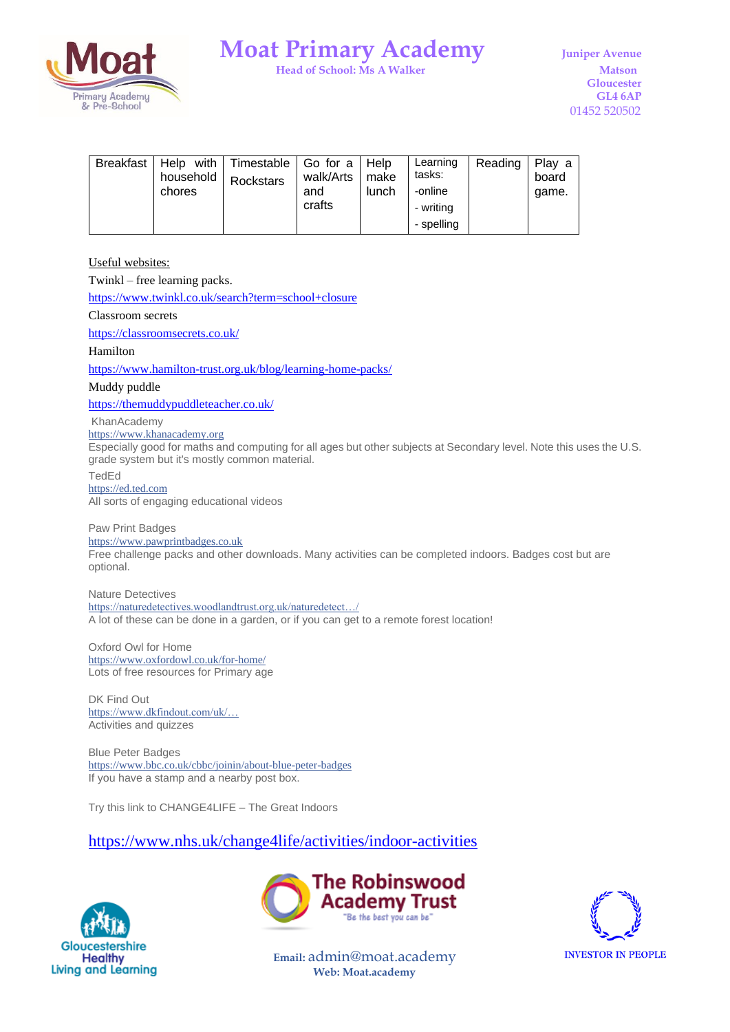# Moat Primary Academy

Head of School: Ms A Walker

Juniper Avenue
Matson
Gloucester
GL4 6AP
01452 520502

| | | | | | | | |
|---|---|---|---|---|---|---|---|
| Breakfast | Help with household chores | Timestable Rockstars | Go for a walk/Arts and crafts | Help make lunch | Learning tasks:<br>-online<br>- writing<br>- spelling | Reading | Play a board game. |

Useful websites:

Twinkl – free learning packs.

https://www.twinkl.co.uk/search?term=school+closure

Classroom secrets

https://classroomsecrets.co.uk/

Hamilton

https://www.hamilton-trust.org.uk/blog/learning-home-packs/

Muddy puddle

https://themuddypuddleteacher.co.uk/

KhanAcademy
https://www.khanacademy.org
Especially good for maths and computing for all ages but other subjects at Secondary level. Note this uses the U.S. grade system but it's mostly common material.

TedEd
https://ed.ted.com
All sorts of engaging educational videos

Paw Print Badges
https://www.pawprintbadges.co.uk
Free challenge packs and other downloads. Many activities can be completed indoors. Badges cost but are optional.

Nature Detectives
https://naturedetectives.woodlandtrust.org.uk/naturedetect…/
A lot of these can be done in a garden, or if you can get to a remote forest location!

Oxford Owl for Home
https://www.oxfordowl.co.uk/for-home/
Lots of free resources for Primary age

DK Find Out
https://www.dkfindout.com/uk/…
Activities and quizzes

Blue Peter Badges
https://www.bbc.co.uk/cbbc/joinin/about-blue-peter-badges
If you have a stamp and a nearby post box.

Try this link to CHANGE4LIFE – The Great Indoors

https://www.nhs.uk/change4life/activities/indoor-activities

Gloucestershire Healthy Living and Learning

The Robinswood Academy Trust "Be the best you can be"

Email: admin@moat.academy
Web: Moat.academy

INVESTOR IN PEOPLE